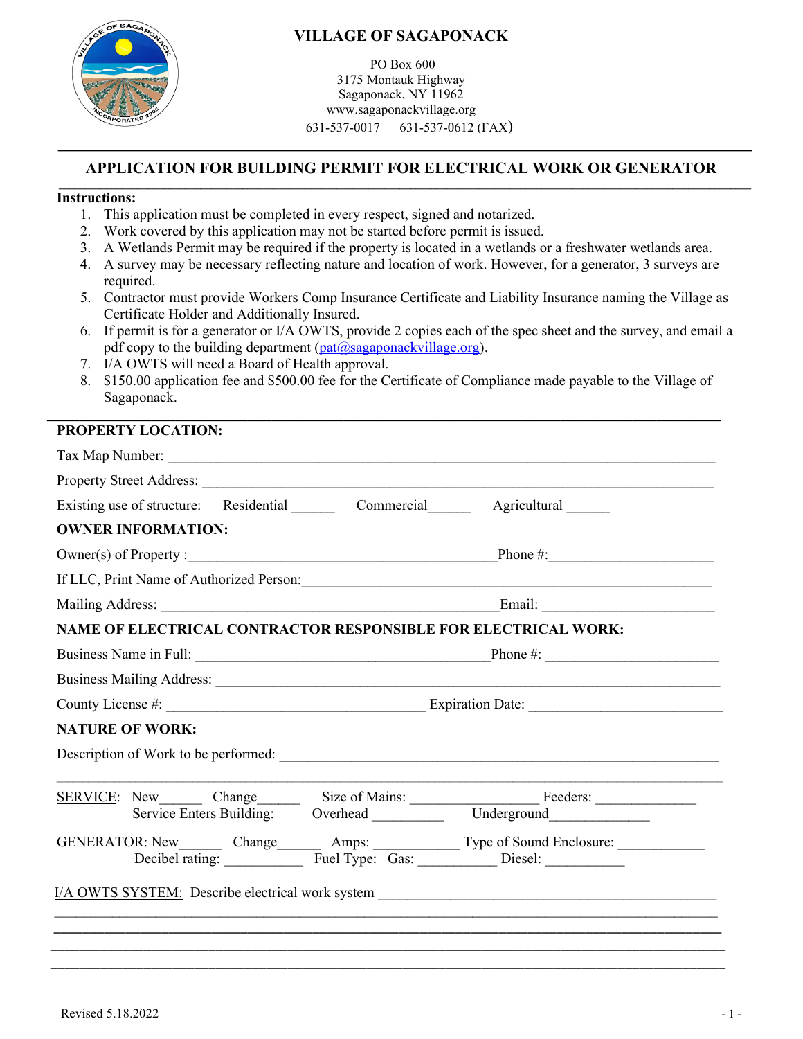# VILLAGE OF SAGAPONACK

PO Box 600
3175 Montauk Highway
Sagaponack, NY 11962
www.sagaponackvillage.org
631-537-0017 631-537-0612 (FAX)

## APPLICATION FOR BUILDING PERMIT FOR ELECTRICAL WORK OR GENERATOR

**Instructions:**

1. This application must be completed in every respect, signed and notarized.
2. Work covered by this application may not be started before permit is issued.
3. A Wetlands Permit may be required if the property is located in a wetlands or a freshwater wetlands area.
4. A survey may be necessary reflecting nature and location of work. However, for a generator, 3 surveys are required.
5. Contractor must provide Workers Comp Insurance Certificate and Liability Insurance naming the Village as Certificate Holder and Additionally Insured.
6. If permit is for a generator or I/A OWTS, provide 2 copies each of the spec sheet and the survey, and email a pdf copy to the building department (pat@sagaponackvillage.org).
7. I/A OWTS will need a Board of Health approval.
8. $150.00 application fee and $500.00 fee for the Certificate of Compliance made payable to the Village of Sagaponack.

**PROPERTY LOCATION:**

Tax Map Number: ____________________________________________

Property Street Address: ____________________________________________

Existing use of structure: Residential ______ Commercial______ Agricultural ______

**OWNER INFORMATION:**

Owner(s) of Property :_______________________________Phone #:____________________

If LLC, Print Name of Authorized Person:____________________________________________

Mailing Address: _______________________________Email: ____________________

**NAME OF ELECTRICAL CONTRACTOR RESPONSIBLE FOR ELECTRICAL WORK:**

Business Name in Full: _______________________________Phone #: ____________________

Business Mailing Address: ____________________________________________

County License #: _______________________________ Expiration Date: ____________________

**NATURE OF WORK:**

Description of Work to be performed: ____________________________________________

____________________________________________

SERVICE: New______ Change______ Size of Mains: ________________ Feeders: ______________
Service Enters Building: Overhead __________ Underground______________

GENERATOR: New______ Change______ Amps: ___________ Type of Sound Enclosure: ____________
Decibel rating: ___________ Fuel Type: Gas: ___________ Diesel: ___________

I/A OWTS SYSTEM: Describe electrical work system ____________________________________________

____________________________________________

____________________________________________

____________________________________________

____________________________________________

Revised 5.18.2022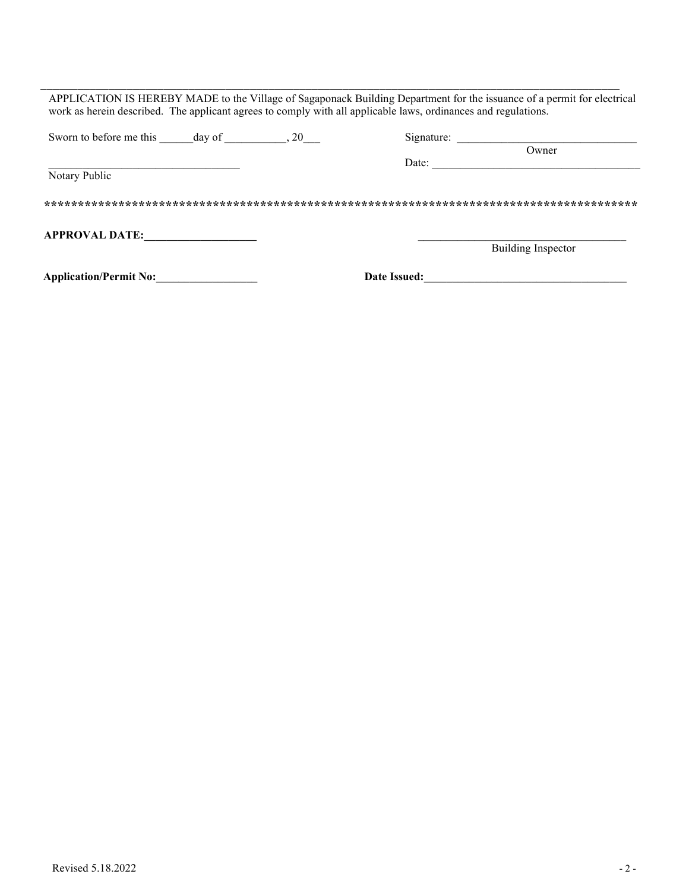APPLICATION IS HEREBY MADE to the Village of Sagaponack Building Department for the issuance of a permit for electrical work as herein described. The applicant agrees to comply with all applicable laws, ordinances and regulations.

Sworn to before me this ______day of ___________, 20___

Signature: _______________________________
Owner

Date: _____________________________________

__________________________________
Notary Public

**********************************************************************************************

**APPROVAL DATE:____________________**

_____________________________________
Building Inspector

**Application/Permit No:__________________**

**Date Issued:_____________________________________**

Revised 5.18.2022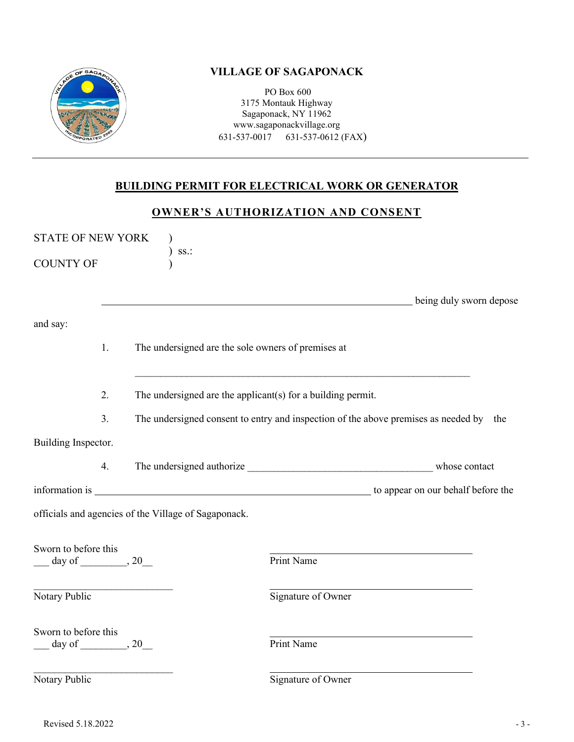# VILLAGE OF SAGAPONACK

PO Box 600
3175 Montauk Highway
Sagaponack, NY 11962
www.sagaponackvillage.org
631-537-0017 631-537-0612 (FAX)

---

## BUILDING PERMIT FOR ELECTRICAL WORK OR GENERATOR

## OWNER'S AUTHORIZATION AND CONSENT

STATE OF NEW YORK )
) ss.:
COUNTY OF )

_______________________________________________ being duly sworn depose and say:

1. The undersigned are the sole owners of premises at

_______________________________________________

2. The undersigned are the applicant(s) for a building permit.

3. The undersigned consent to entry and inspection of the above premises as needed by the Building Inspector.

4. The undersigned authorize ____________________________ whose contact information is ____________________________ to appear on our behalf before the officials and agencies of the Village of Sagaponack.

Sworn to before this
___ day of _________, 20__

_____________________________
Notary Public

_____________________________
Print Name

_____________________________
Signature of Owner

Sworn to before this
___ day of _________, 20__

_____________________________
Notary Public

_____________________________
Print Name

_____________________________
Signature of Owner

Revised 5.18.2022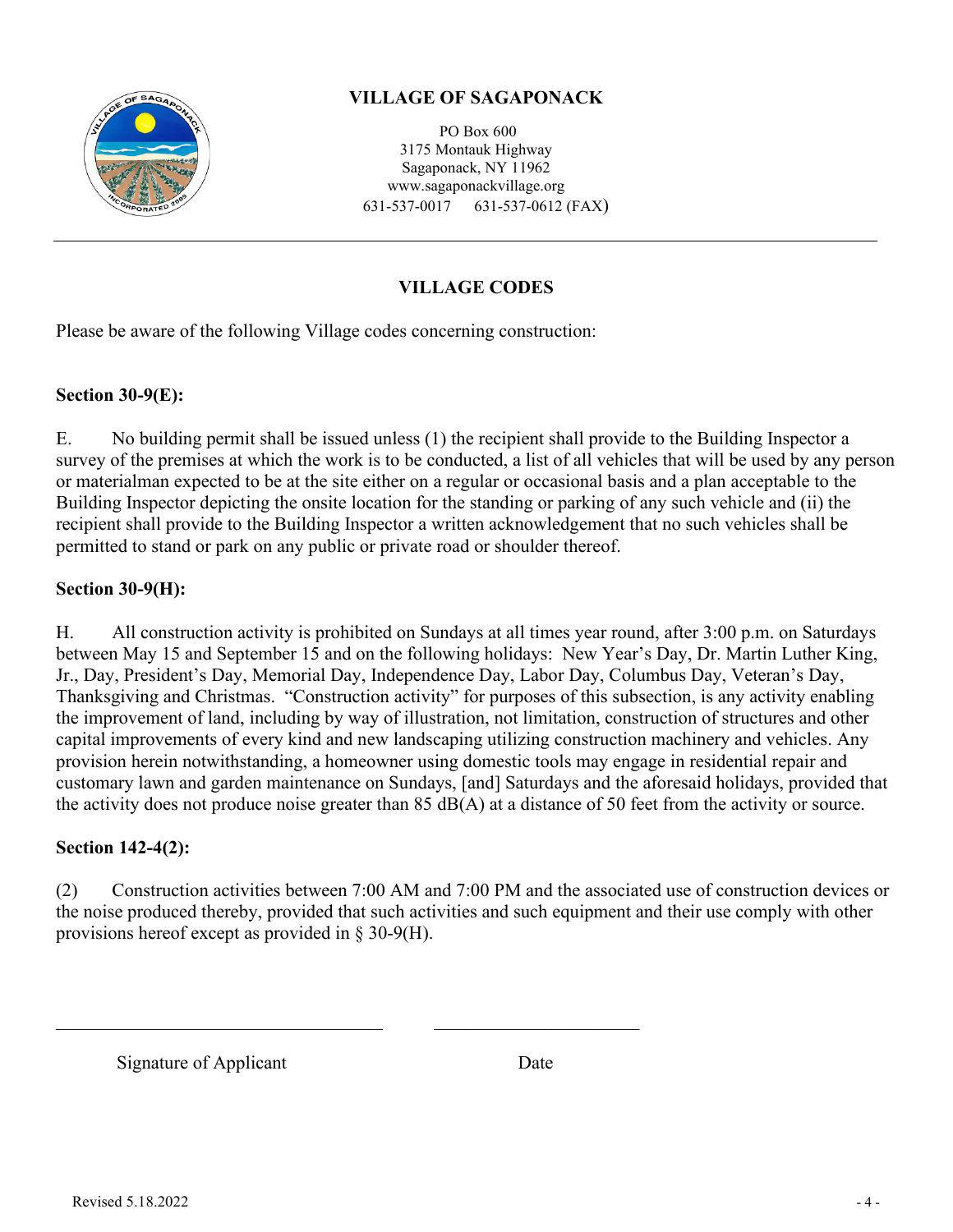# VILLAGE OF SAGAPONACK

PO Box 600
3175 Montauk Highway
Sagaponack, NY 11962
www.sagaponackvillage.org
631-537-0017 631-537-0612 (FAX)

---

## VILLAGE CODES

Please be aware of the following Village codes concerning construction:

**Section 30-9(E):**

E. No building permit shall be issued unless (1) the recipient shall provide to the Building Inspector a survey of the premises at which the work is to be conducted, a list of all vehicles that will be used by any person or materialman expected to be at the site either on a regular or occasional basis and a plan acceptable to the Building Inspector depicting the onsite location for the standing or parking of any such vehicle and (ii) the recipient shall provide to the Building Inspector a written acknowledgement that no such vehicles shall be permitted to stand or park on any public or private road or shoulder thereof.

**Section 30-9(H):**

H. All construction activity is prohibited on Sundays at all times year round, after 3:00 p.m. on Saturdays between May 15 and September 15 and on the following holidays: New Year's Day, Dr. Martin Luther King, Jr., Day, President's Day, Memorial Day, Independence Day, Labor Day, Columbus Day, Veteran's Day, Thanksgiving and Christmas. "Construction activity" for purposes of this subsection, is any activity enabling the improvement of land, including by way of illustration, not limitation, construction of structures and other capital improvements of every kind and new landscaping utilizing construction machinery and vehicles. Any provision herein notwithstanding, a homeowner using domestic tools may engage in residential repair and customary lawn and garden maintenance on Sundays, [and] Saturdays and the aforesaid holidays, provided that the activity does not produce noise greater than 85 dB(A) at a distance of 50 feet from the activity or source.

**Section 142-4(2):**

(2) Construction activities between 7:00 AM and 7:00 PM and the associated use of construction devices or the noise produced thereby, provided that such activities and such equipment and their use comply with other provisions hereof except as provided in § 30-9(H).

\_\_\_\_\_\_\_\_\_\_\_\_\_\_\_\_\_\_\_\_\_\_\_\_\_\_\_\_\_\_\_\_\_\_\_\_ \_\_\_\_\_\_\_\_\_\_\_\_\_\_\_\_\_\_\_\_\_\_

Signature of Applicant Date

Revised 5.18.2022